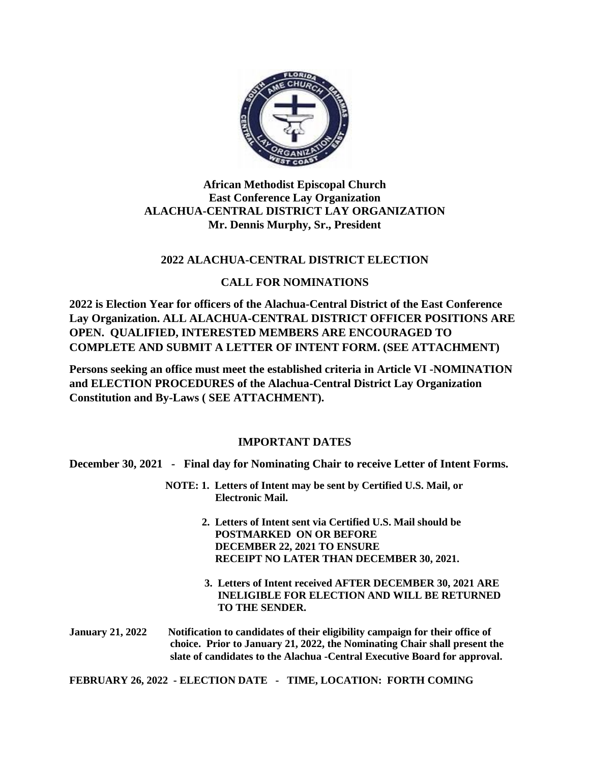**African Methodist Episcopal Church**
**East Conference Lay Organization**
**ALACHUA-CENTRAL DISTRICT LAY ORGANIZATION**
**Mr. Dennis Murphy, Sr., President**

## 2022 ALACHUA-CENTRAL DISTRICT ELECTION

## CALL FOR NOMINATIONS

**2022 is Election Year for officers of the Alachua-Central District of the East Conference Lay Organization. ALL ALACHUA-CENTRAL DISTRICT OFFICER POSITIONS ARE OPEN. QUALIFIED, INTERESTED MEMBERS ARE ENCOURAGED TO COMPLETE AND SUBMIT A LETTER OF INTENT FORM. (SEE ATTACHMENT)**

**Persons seeking an office must meet the established criteria in Article VI -NOMINATION and ELECTION PROCEDURES of the Alachua-Central District Lay Organization Constitution and By-Laws ( SEE ATTACHMENT).**

### IMPORTANT DATES

**December 30, 2021 - Final day for Nominating Chair to receive Letter of Intent Forms.**

**NOTE:**

1. **Letters of Intent may be sent by Certified U.S. Mail, or Electronic Mail.**
2. **Letters of Intent sent via Certified U.S. Mail should be POSTMARKED ON OR BEFORE DECEMBER 22, 2021 TO ENSURE RECEIPT NO LATER THAN DECEMBER 30, 2021.**
3. **Letters of Intent received AFTER DECEMBER 30, 2021 ARE INELIGIBLE FOR ELECTION AND WILL BE RETURNED TO THE SENDER.**

**January 21, 2022** **Notification to candidates of their eligibility campaign for their office of choice. Prior to January 21, 2022, the Nominating Chair shall present the slate of candidates to the Alachua -Central Executive Board for approval.**

**FEBRUARY 26, 2022 - ELECTION DATE - TIME, LOCATION: FORTH COMING**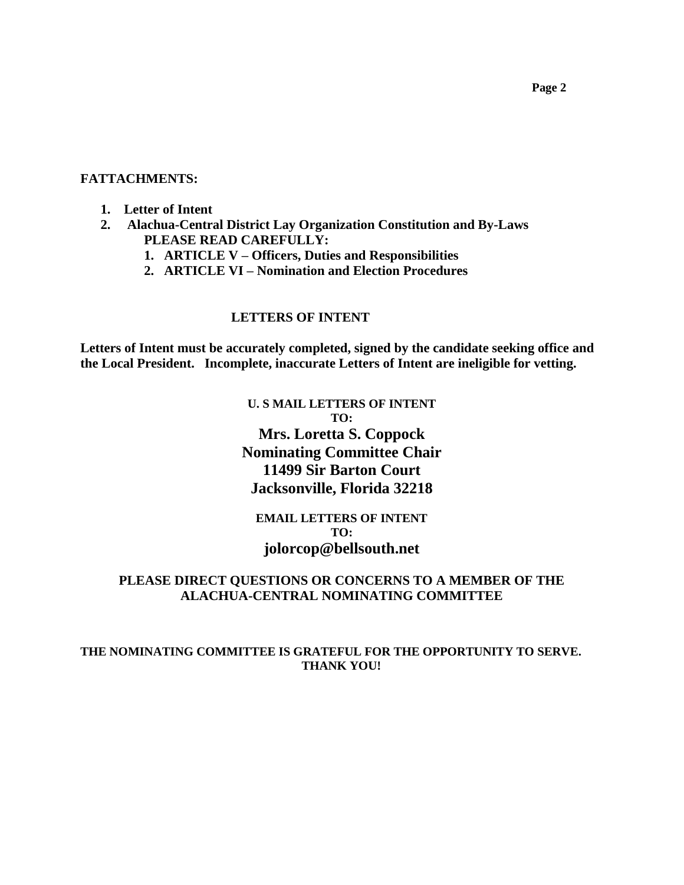**FATTACHMENTS:**

1. **Letter of Intent**
2. **Alachua-Central District Lay Organization Constitution and By-Laws**
   **PLEASE READ CAREFULLY:**
   1. **ARTICLE V – Officers, Duties and Responsibilities**
   2. **ARTICLE VI – Nomination and Election Procedures**

## LETTERS OF INTENT

**Letters of Intent must be accurately completed, signed by the candidate seeking office and the Local President. Incomplete, inaccurate Letters of Intent are ineligible for vetting.**

**U. S MAIL LETTERS OF INTENT TO:**

**Mrs. Loretta S. Coppock**
**Nominating Committee Chair**
**11499 Sir Barton Court**
**Jacksonville, Florida 32218**

**EMAIL LETTERS OF INTENT TO:**

**jolorcop@bellsouth.net**

**PLEASE DIRECT QUESTIONS OR CONCERNS TO A MEMBER OF THE ALACHUA-CENTRAL NOMINATING COMMITTEE**

**THE NOMINATING COMMITTEE IS GRATEFUL FOR THE OPPORTUNITY TO SERVE. THANK YOU!**